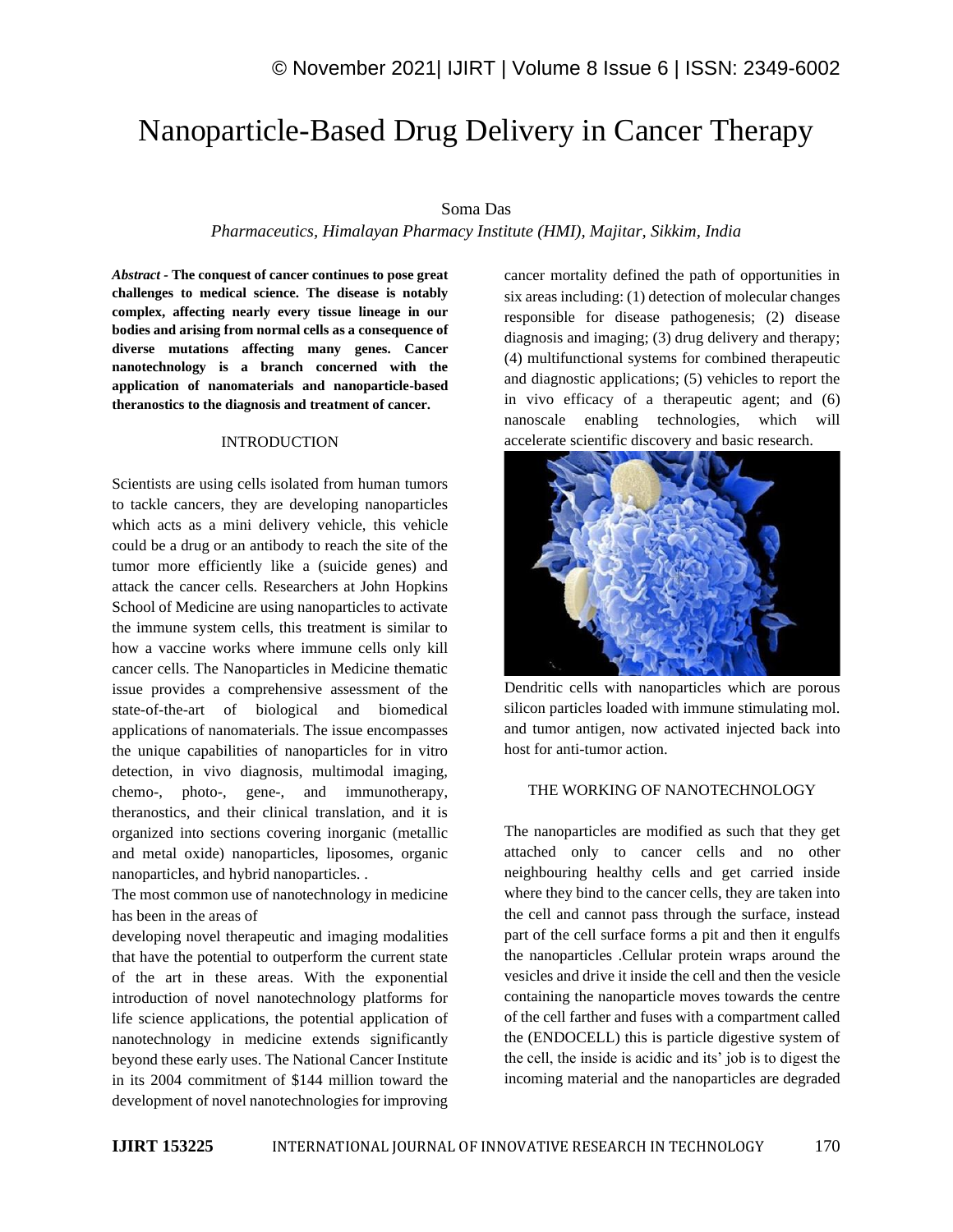# Nanoparticle-Based Drug Delivery in Cancer Therapy

Soma Das

*Pharmaceutics, Himalayan Pharmacy Institute (HMI), Majitar, Sikkim, India*

***Abstract* - The conquest of cancer continues to pose great challenges to medical science. The disease is notably complex, affecting nearly every tissue lineage in our bodies and arising from normal cells as a consequence of diverse mutations affecting many genes. Cancer nanotechnology is a branch concerned with the application of nanomaterials and nanoparticle-based theranostics to the diagnosis and treatment of cancer.**

## INTRODUCTION

Scientists are using cells isolated from human tumors to tackle cancers, they are developing nanoparticles which acts as a mini delivery vehicle, this vehicle could be a drug or an antibody to reach the site of the tumor more efficiently like a (suicide genes) and attack the cancer cells. Researchers at John Hopkins School of Medicine are using nanoparticles to activate the immune system cells, this treatment is similar to how a vaccine works where immune cells only kill cancer cells. The Nanoparticles in Medicine thematic issue provides a comprehensive assessment of the state-of-the-art of biological and biomedical applications of nanomaterials. The issue encompasses the unique capabilities of nanoparticles for in vitro detection, in vivo diagnosis, multimodal imaging, chemo-, photo-, gene-, and immunotherapy, theranostics, and their clinical translation, and it is organized into sections covering inorganic (metallic and metal oxide) nanoparticles, liposomes, organic nanoparticles, and hybrid nanoparticles. .

The most common use of nanotechnology in medicine has been in the areas of developing novel therapeutic and imaging modalities that have the potential to outperform the current state of the art in these areas. With the exponential introduction of novel nanotechnology platforms for life science applications, the potential application of nanotechnology in medicine extends significantly beyond these early uses. The National Cancer Institute in its 2004 commitment of $144 million toward the development of novel nanotechnologies for improving cancer mortality defined the path of opportunities in six areas including: (1) detection of molecular changes responsible for disease pathogenesis; (2) disease diagnosis and imaging; (3) drug delivery and therapy; (4) multifunctional systems for combined therapeutic and diagnostic applications; (5) vehicles to report the in vivo efficacy of a therapeutic agent; and (6) nanoscale enabling technologies, which will accelerate scientific discovery and basic research.

Dendritic cells with nanoparticles which are porous silicon particles loaded with immune stimulating mol. and tumor antigen, now activated injected back into host for anti-tumor action.

## THE WORKING OF NANOTECHNOLOGY

The nanoparticles are modified as such that they get attached only to cancer cells and no other neighbouring healthy cells and get carried inside where they bind to the cancer cells, they are taken into the cell and cannot pass through the surface, instead part of the cell surface forms a pit and then it engulfs the nanoparticles .Cellular protein wraps around the vesicles and drive it inside the cell and then the vesicle containing the nanoparticle moves towards the centre of the cell farther and fuses with a compartment called the (ENDOCELL) this is particle digestive system of the cell, the inside is acidic and its' job is to digest the incoming material and the nanoparticles are degraded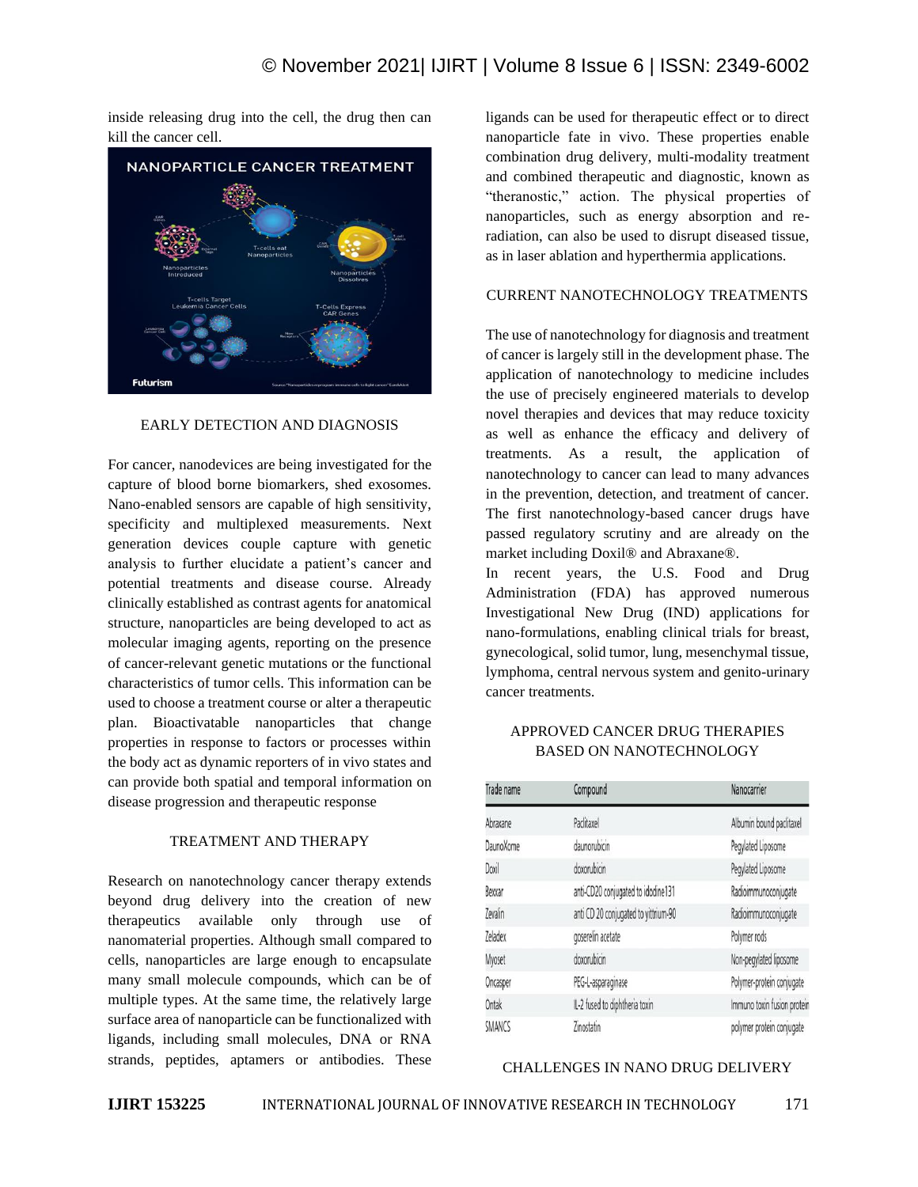inside releasing drug into the cell, the drug then can kill the cancer cell.

## EARLY DETECTION AND DIAGNOSIS

For cancer, nanodevices are being investigated for the capture of blood borne biomarkers, shed exosomes. Nano-enabled sensors are capable of high sensitivity, specificity and multiplexed measurements. Next generation devices couple capture with genetic analysis to further elucidate a patient's cancer and potential treatments and disease course. Already clinically established as contrast agents for anatomical structure, nanoparticles are being developed to act as molecular imaging agents, reporting on the presence of cancer-relevant genetic mutations or the functional characteristics of tumor cells. This information can be used to choose a treatment course or alter a therapeutic plan. Bioactivatable nanoparticles that change properties in response to factors or processes within the body act as dynamic reporters of in vivo states and can provide both spatial and temporal information on disease progression and therapeutic response

## TREATMENT AND THERAPY

Research on nanotechnology cancer therapy extends beyond drug delivery into the creation of new therapeutics available only through use of nanomaterial properties. Although small compared to cells, nanoparticles are large enough to encapsulate many small molecule compounds, which can be of multiple types. At the same time, the relatively large surface area of nanoparticle can be functionalized with ligands, including small molecules, DNA or RNA strands, peptides, aptamers or antibodies. These ligands can be used for therapeutic effect or to direct nanoparticle fate in vivo. These properties enable combination drug delivery, multi-modality treatment and combined therapeutic and diagnostic, known as "theranostic," action. The physical properties of nanoparticles, such as energy absorption and re-radiation, can also be used to disrupt diseased tissue, as in laser ablation and hyperthermia applications.

## CURRENT NANOTECHNOLOGY TREATMENTS

The use of nanotechnology for diagnosis and treatment of cancer is largely still in the development phase. The application of nanotechnology to medicine includes the use of precisely engineered materials to develop novel therapies and devices that may reduce toxicity as well as enhance the efficacy and delivery of treatments. As a result, the application of nanotechnology to cancer can lead to many advances in the prevention, detection, and treatment of cancer. The first nanotechnology-based cancer drugs have passed regulatory scrutiny and are already on the market including Doxil® and Abraxane®.

In recent years, the U.S. Food and Drug Administration (FDA) has approved numerous Investigational New Drug (IND) applications for nano-formulations, enabling clinical trials for breast, gynecological, solid tumor, lung, mesenchymal tissue, lymphoma, central nervous system and genito-urinary cancer treatments.

## APPROVED CANCER DRUG THERAPIES BASED ON NANOTECHNOLOGY

| Trade name | Compound | Nanocarrier |
|---|---|---|
| Abraxane | Paclitaxel | Albumin bound paclitaxel |
| DaunoXome | daunorubicin | Pegylated Liposome |
| Doxil | doxorubicin | Pegylated Liposome |
| Bexxar | anti-CD20 conjugated to idodine131 | Radioimmunoconjugate |
| Zevalin | anti CD 20 conjugated to yttrium-90 | Radioimmunoconjugate |
| Zeladex | goserelin acetate | Polymer rods |
| Myoset | doxorubicin | Non-pegylated liposome |
| Oncasper | PEG-L-asparaginase | Polymer-protein conjugate |
| Ontak | IL-2 fused to diphtheria toxin | Immuno toxin fusion protein |
| SMANCS | Zinostatin | polymer protein conjugate |

## CHALLENGES IN NANO DRUG DELIVERY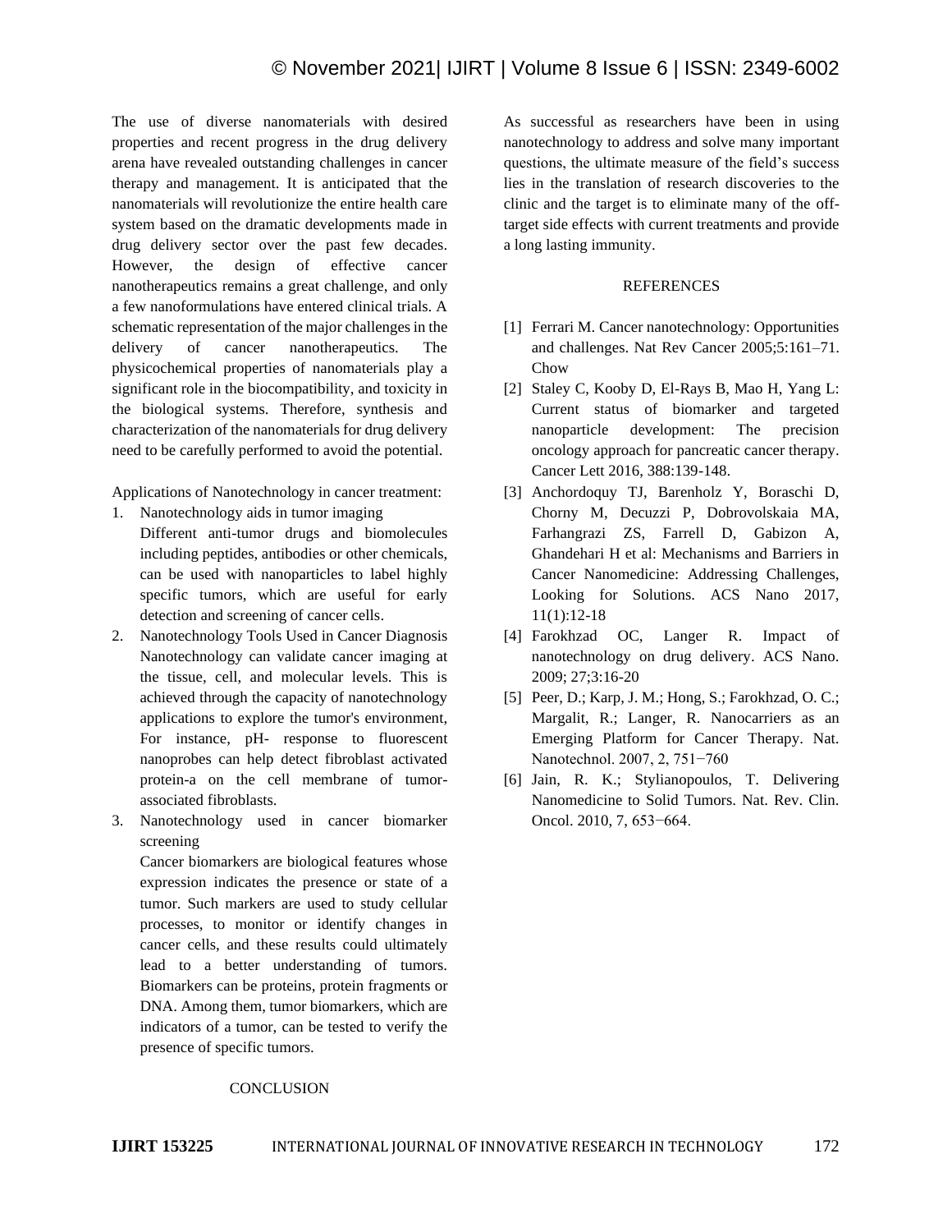The use of diverse nanomaterials with desired properties and recent progress in the drug delivery arena have revealed outstanding challenges in cancer therapy and management. It is anticipated that the nanomaterials will revolutionize the entire health care system based on the dramatic developments made in drug delivery sector over the past few decades. However, the design of effective cancer nanotherapeutics remains a great challenge, and only a few nanoformulations have entered clinical trials. A schematic representation of the major challenges in the delivery of cancer nanotherapeutics. The physicochemical properties of nanomaterials play a significant role in the biocompatibility, and toxicity in the biological systems. Therefore, synthesis and characterization of the nanomaterials for drug delivery need to be carefully performed to avoid the potential.

Applications of Nanotechnology in cancer treatment:

1. Nanotechnology aids in tumor imaging
   Different anti-tumor drugs and biomolecules including peptides, antibodies or other chemicals, can be used with nanoparticles to label highly specific tumors, which are useful for early detection and screening of cancer cells.
2. Nanotechnology Tools Used in Cancer Diagnosis
   Nanotechnology can validate cancer imaging at the tissue, cell, and molecular levels. This is achieved through the capacity of nanotechnology applications to explore the tumor's environment, For instance, pH- response to fluorescent nanoprobes can help detect fibroblast activated protein-a on the cell membrane of tumor-associated fibroblasts.
3. Nanotechnology used in cancer biomarker screening
   Cancer biomarkers are biological features whose expression indicates the presence or state of a tumor. Such markers are used to study cellular processes, to monitor or identify changes in cancer cells, and these results could ultimately lead to a better understanding of tumors. Biomarkers can be proteins, protein fragments or DNA. Among them, tumor biomarkers, which are indicators of a tumor, can be tested to verify the presence of specific tumors.

## CONCLUSION

As successful as researchers have been in using nanotechnology to address and solve many important questions, the ultimate measure of the field's success lies in the translation of research discoveries to the clinic and the target is to eliminate many of the off-target side effects with current treatments and provide a long lasting immunity.

## REFERENCES

[1] Ferrari M. Cancer nanotechnology: Opportunities and challenges. Nat Rev Cancer 2005;5:161–71. Chow

[2] Staley C, Kooby D, El-Rays B, Mao H, Yang L: Current status of biomarker and targeted nanoparticle development: The precision oncology approach for pancreatic cancer therapy. Cancer Lett 2016, 388:139-148.

[3] Anchordoquy TJ, Barenholz Y, Boraschi D, Chorny M, Decuzzi P, Dobrovolskaia MA, Farhangrazi ZS, Farrell D, Gabizon A, Ghandehari H et al: Mechanisms and Barriers in Cancer Nanomedicine: Addressing Challenges, Looking for Solutions. ACS Nano 2017, 11(1):12-18

[4] Farokhzad OC, Langer R. Impact of nanotechnology on drug delivery. ACS Nano. 2009; 27;3:16-20

[5] Peer, D.; Karp, J. M.; Hong, S.; Farokhzad, O. C.; Margalit, R.; Langer, R. Nanocarriers as an Emerging Platform for Cancer Therapy. Nat. Nanotechnol. 2007, 2, 751−760

[6] Jain, R. K.; Stylianopoulos, T. Delivering Nanomedicine to Solid Tumors. Nat. Rev. Clin. Oncol. 2010, 7, 653−664.